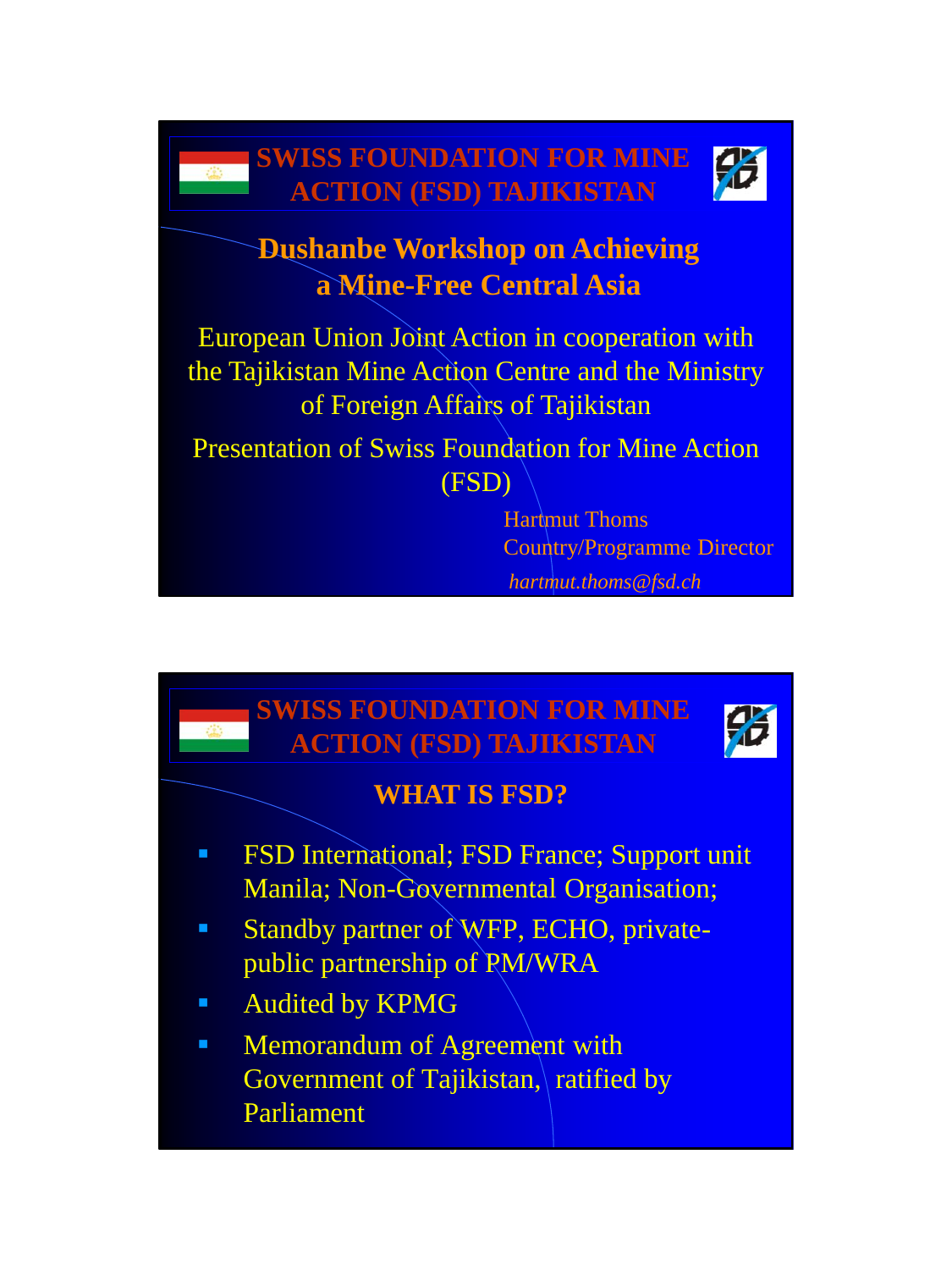## SWISS FOUNDATION FOR MINE ACTION (FSD) TAJIKISTAN

### Dushanbe Workshop on Achieving a Mine-Free Central Asia

European Union Joint Action in cooperation with the Tajikistan Mine Action Centre and the Ministry of Foreign Affairs of Tajikistan

Presentation of Swiss Foundation for Mine Action (FSD)

Hartmut Thoms
Country/Programme Director
*hartmut.thoms@fsd.ch*

## SWISS FOUNDATION FOR MINE ACTION (FSD) TAJIKISTAN

### WHAT IS FSD?

- FSD International; FSD France; Support unit Manila; Non-Governmental Organisation;
- Standby partner of WFP, ECHO, private-public partnership of PM/WRA
- Audited by KPMG
- Memorandum of Agreement with Government of Tajikistan, ratified by Parliament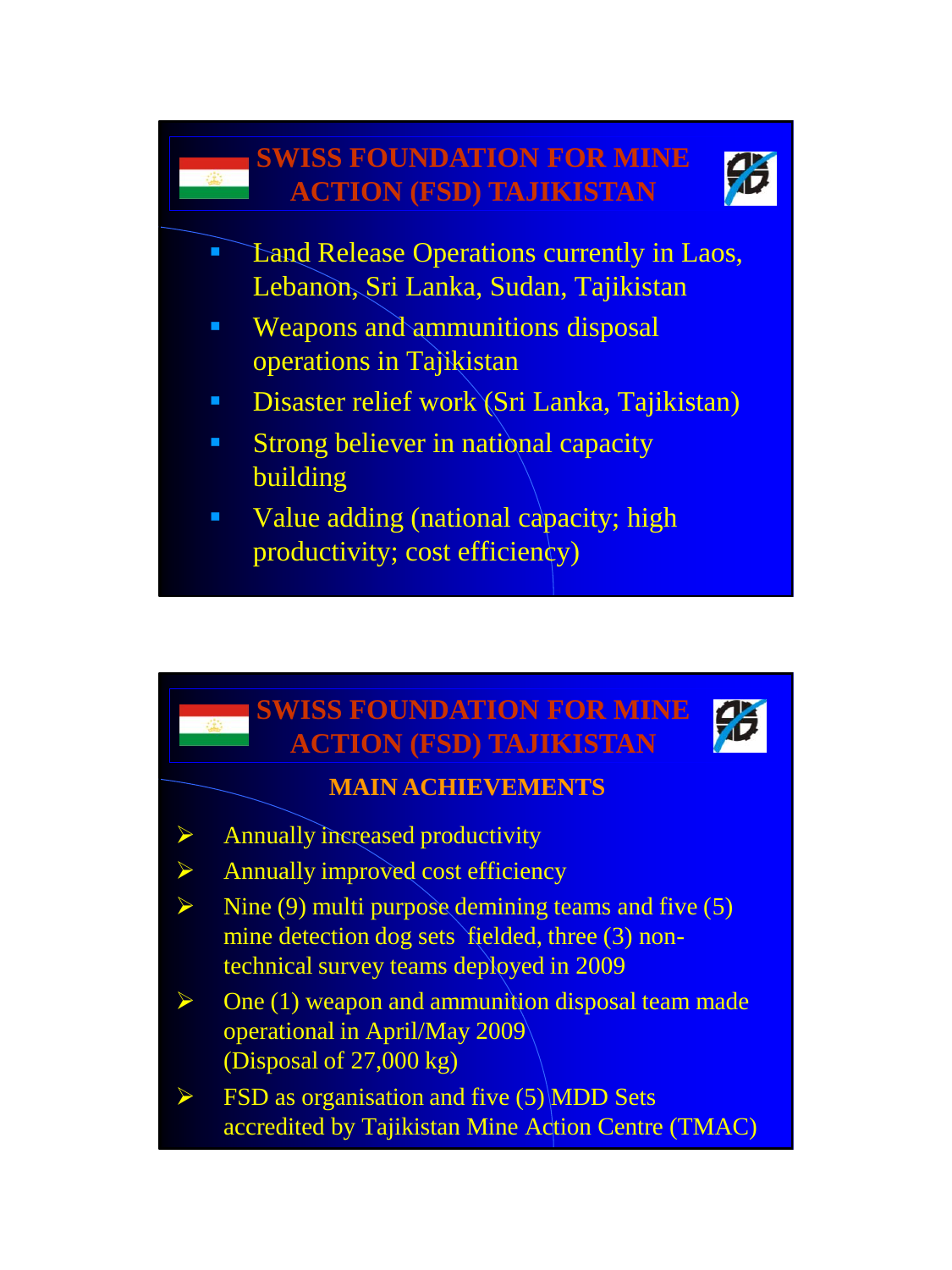## SWISS FOUNDATION FOR MINE ACTION (FSD) TAJIKISTAN

- Land Release Operations currently in Laos, Lebanon, Sri Lanka, Sudan, Tajikistan
- Weapons and ammunitions disposal operations in Tajikistan
- Disaster relief work (Sri Lanka, Tajikistan)
- Strong believer in national capacity building
- Value adding (national capacity; high productivity; cost efficiency)

## SWISS FOUNDATION FOR MINE ACTION (FSD) TAJIKISTAN

### MAIN ACHIEVEMENTS

- Annually increased productivity
- Annually improved cost efficiency
- Nine (9) multi purpose demining teams and five (5) mine detection dog sets fielded, three (3) non-technical survey teams deployed in 2009
- One (1) weapon and ammunition disposal team made operational in April/May 2009 (Disposal of 27,000 kg)
- FSD as organisation and five (5) MDD Sets accredited by Tajikistan Mine Action Centre (TMAC)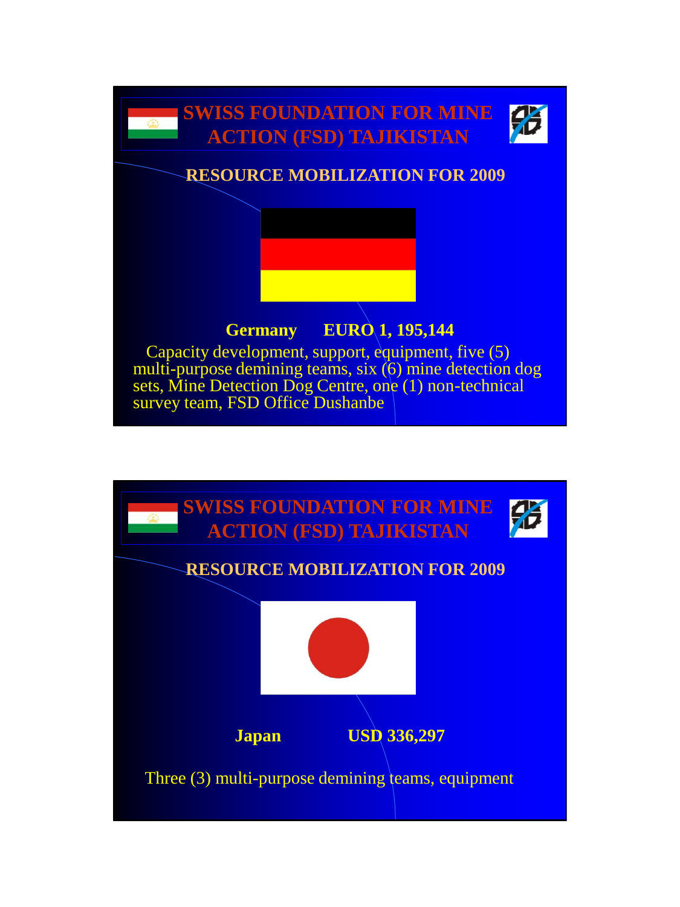## SWISS FOUNDATION FOR MINE ACTION (FSD) TAJIKISTAN

### RESOURCE MOBILIZATION FOR 2009

**Germany EURO 1, 195,144**

Capacity development, support, equipment, five (5) multi-purpose demining teams, six (6) mine detection dog sets, Mine Detection Dog Centre, one (1) non-technical survey team, FSD Office Dushanbe

## SWISS FOUNDATION FOR MINE ACTION (FSD) TAJIKISTAN

### RESOURCE MOBILIZATION FOR 2009

**Japan USD 336,297**

Three (3) multi-purpose demining teams, equipment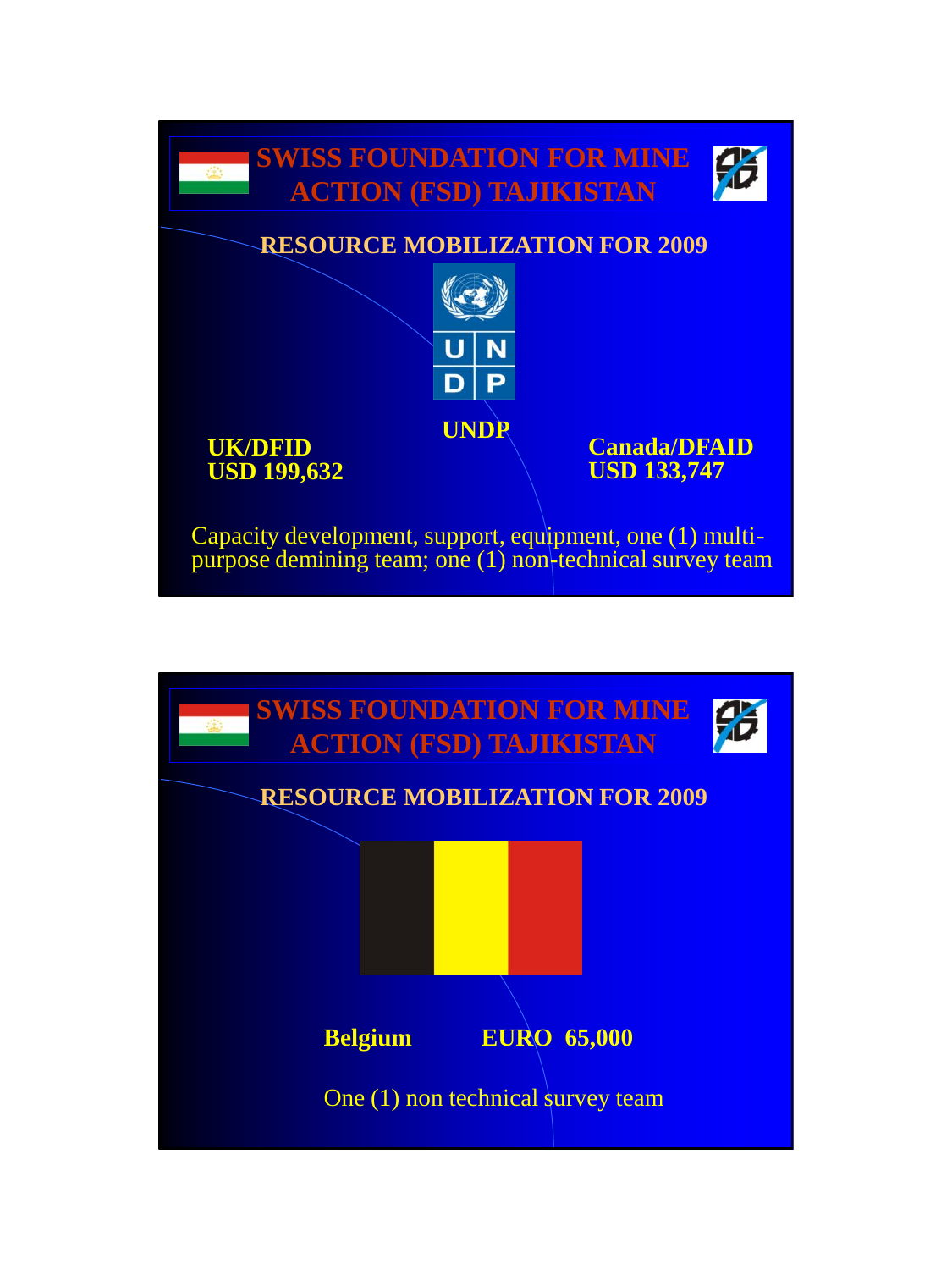## SWISS FOUNDATION FOR MINE ACTION (FSD) TAJIKISTAN

### RESOURCE MOBILIZATION FOR 2009

**UNDP**

**UK/DFID**
**USD 199,632**

**Canada/DFAID**
**USD 133,747**

Capacity development, support, equipment, one (1) multi-purpose demining team; one (1) non-technical survey team

## SWISS FOUNDATION FOR MINE ACTION (FSD) TAJIKISTAN

### RESOURCE MOBILIZATION FOR 2009

**Belgium** **EURO 65,000**

One (1) non technical survey team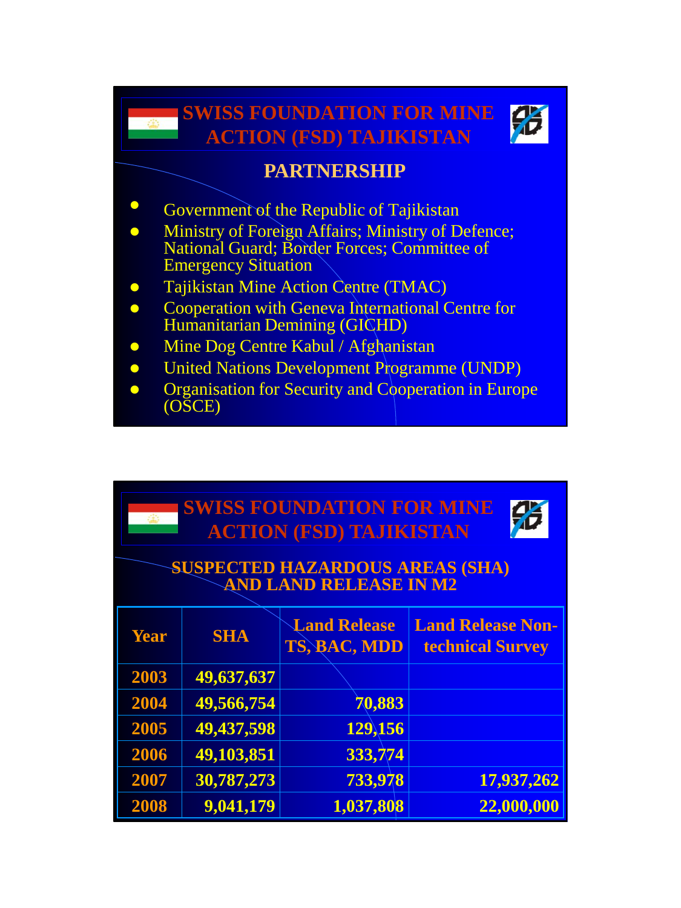# SWISS FOUNDATION FOR MINE ACTION (FSD) TAJIKISTAN

## PARTNERSHIP

- Government of the Republic of Tajikistan
- Ministry of Foreign Affairs; Ministry of Defence; National Guard; Border Forces; Committee of Emergency Situation
- Tajikistan Mine Action Centre (TMAC)
- Cooperation with Geneva International Centre for Humanitarian Demining (GICHD)
- Mine Dog Centre Kabul / Afghanistan
- United Nations Development Programme (UNDP)
- Organisation for Security and Cooperation in Europe (OSCE)

# SWISS FOUNDATION FOR MINE ACTION (FSD) TAJIKISTAN

## SUSPECTED HAZARDOUS AREAS (SHA) AND LAND RELEASE IN M2

| Year | SHA | Land Release TS, BAC, MDD | Land Release Non-technical Survey |
|---|---|---|---|
| 2003 | 49,637,637 | | |
| 2004 | 49,566,754 | 70,883 | |
| 2005 | 49,437,598 | 129,156 | |
| 2006 | 49,103,851 | 333,774 | |
| 2007 | 30,787,273 | 733,978 | 17,937,262 |
| 2008 | 9,041,179 | 1,037,808 | 22,000,000 |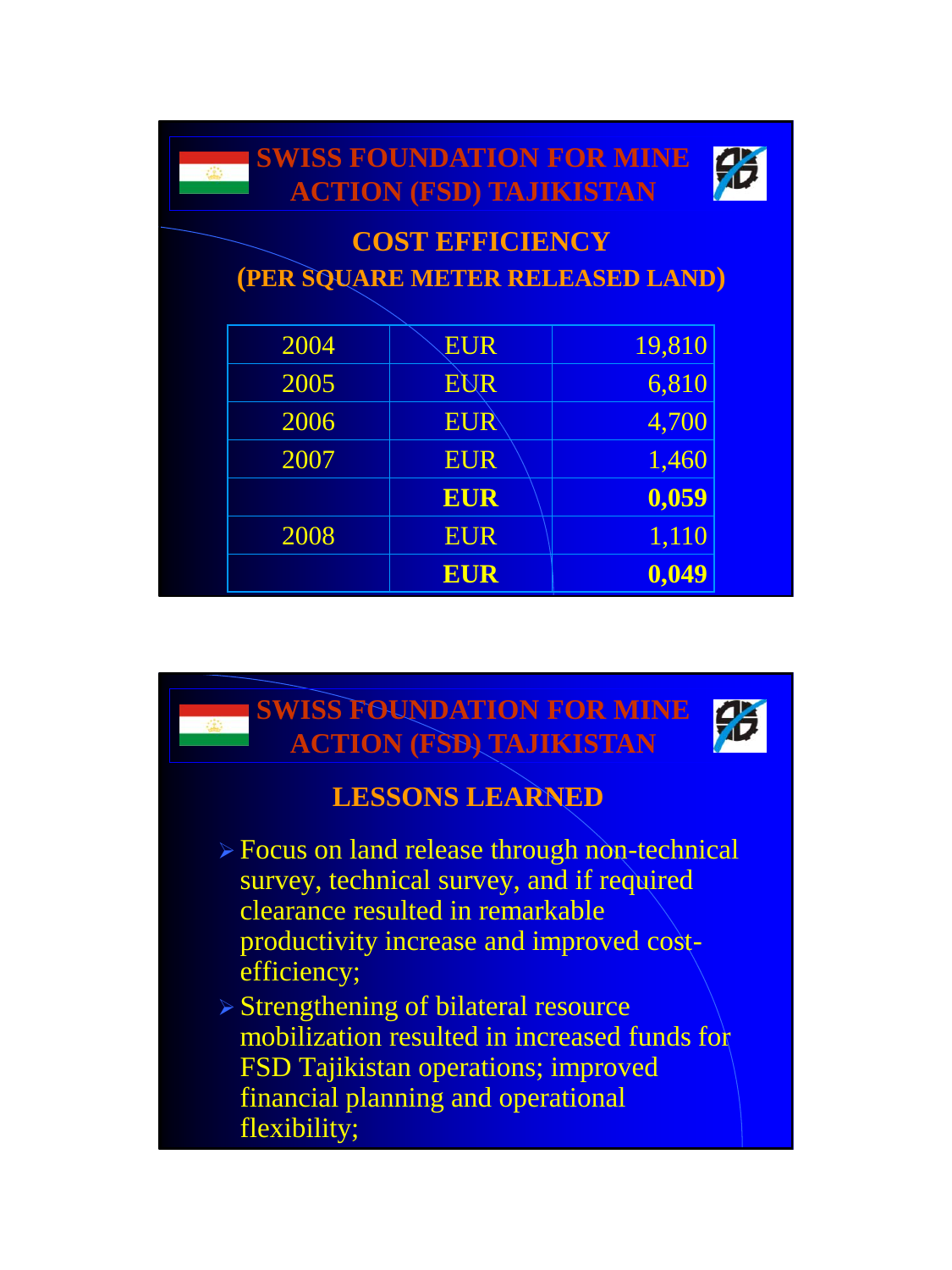## SWISS FOUNDATION FOR MINE ACTION (FSD) TAJIKISTAN

### COST EFFICIENCY

**(PER SQUARE METER RELEASED LAND)**

| | | |
|---|---|---|
| 2004 | EUR | 19,810 |
| 2005 | EUR | 6,810 |
| 2006 | EUR | 4,700 |
| 2007 | EUR | 1,460 |
| | **EUR** | **0,059** |
| 2008 | EUR | 1,110 |
| | **EUR** | **0,049** |

## SWISS FOUNDATION FOR MINE ACTION (FSD) TAJIKISTAN

### LESSONS LEARNED

- Focus on land release through non-technical survey, technical survey, and if required clearance resulted in remarkable productivity increase and improved cost-efficiency;
- Strengthening of bilateral resource mobilization resulted in increased funds for FSD Tajikistan operations; improved financial planning and operational flexibility;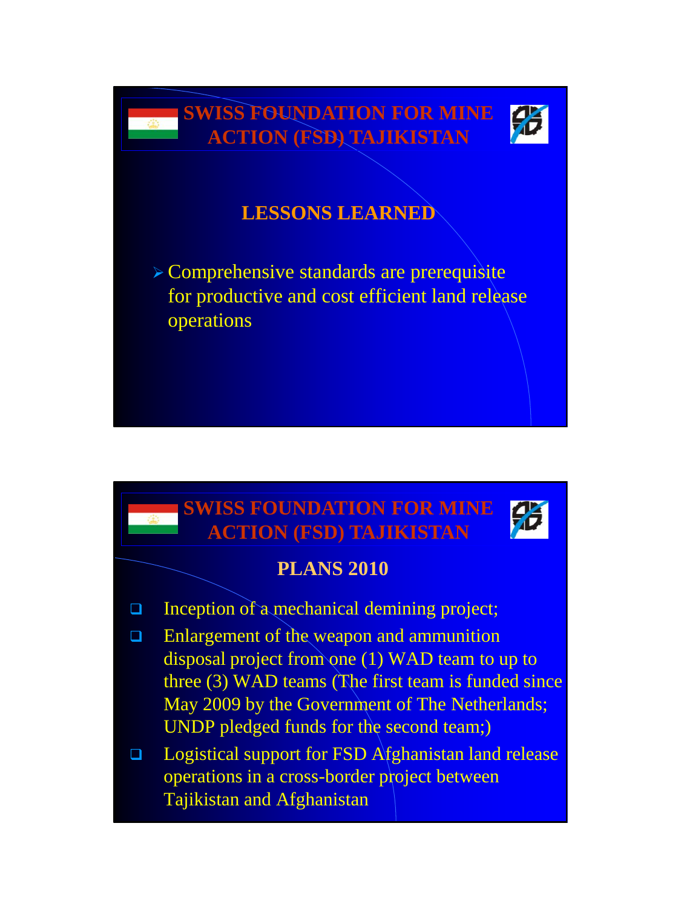## SWISS FOUNDATION FOR MINE ACTION (FSD) TAJIKISTAN

### LESSONS LEARNED

- Comprehensive standards are prerequisite for productive and cost efficient land release operations

## SWISS FOUNDATION FOR MINE ACTION (FSD) TAJIKISTAN

### PLANS 2010

- Inception of a mechanical demining project;
- Enlargement of the weapon and ammunition disposal project from one (1) WAD team to up to three (3) WAD teams (The first team is funded since May 2009 by the Government of The Netherlands; UNDP pledged funds for the second team;)
- Logistical support for FSD Afghanistan land release operations in a cross-border project between Tajikistan and Afghanistan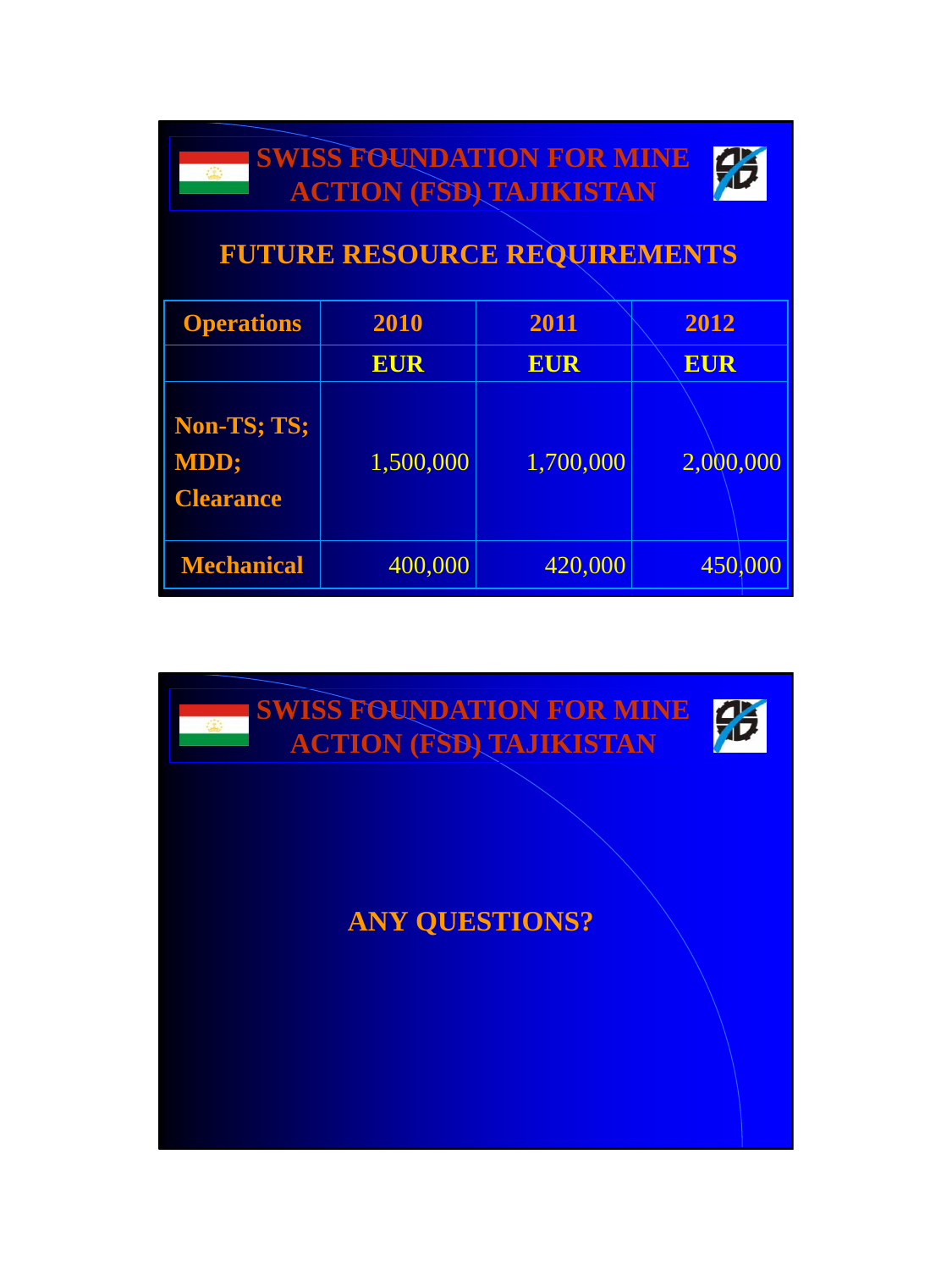## SWISS FOUNDATION FOR MINE ACTION (FSD) TAJIKISTAN

### FUTURE RESOURCE REQUIREMENTS

| Operations | 2010 | 2011 | 2012 |
|---|---|---|---|
| | EUR | EUR | EUR |
| Non-TS; TS; MDD; Clearance | 1,500,000 | 1,700,000 | 2,000,000 |
| Mechanical | 400,000 | 420,000 | 450,000 |

## SWISS FOUNDATION FOR MINE ACTION (FSD) TAJIKISTAN

### ANY QUESTIONS?